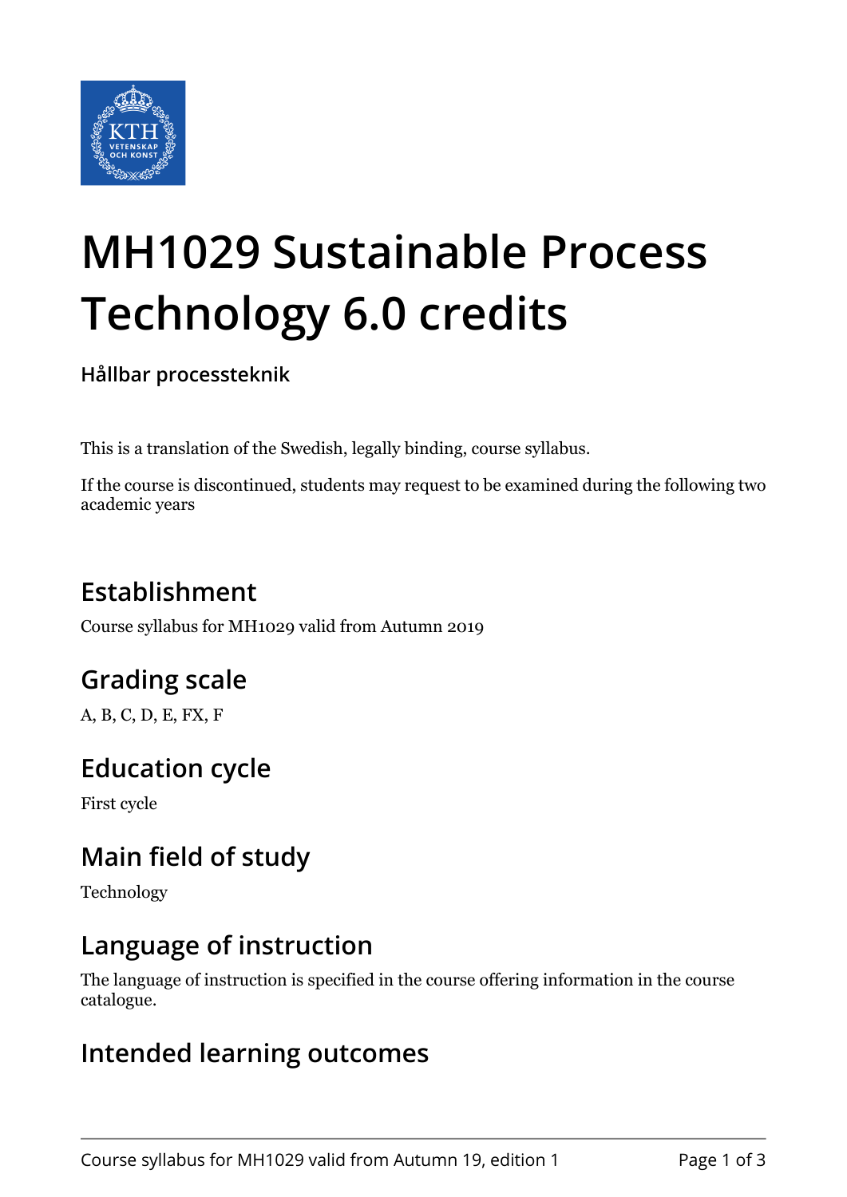# MH1029 Sustainable Process Technology 6.0 credits

**Hållbar processteknik**

This is a translation of the Swedish, legally binding, course syllabus.

If the course is discontinued, students may request to be examined during the following two academic years

## Establishment

Course syllabus for MH1029 valid from Autumn 2019

## Grading scale

A, B, C, D, E, FX, F

## Education cycle

First cycle

## Main field of study

Technology

## Language of instruction

The language of instruction is specified in the course offering information in the course catalogue.

## Intended learning outcomes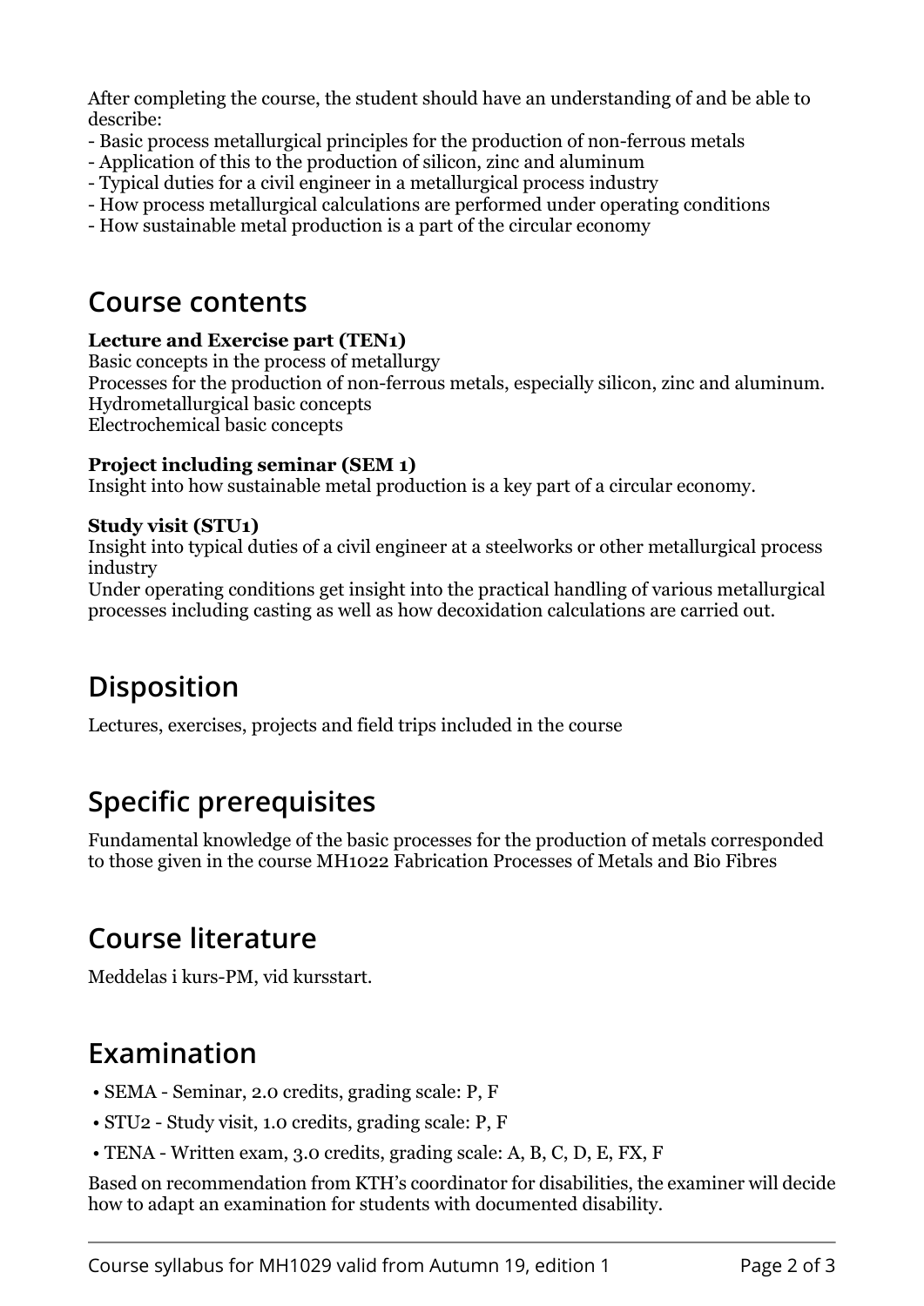After completing the course, the student should have an understanding of and be able to describe:
- Basic process metallurgical principles for the production of non-ferrous metals
- Application of this to the production of silicon, zinc and aluminum
- Typical duties for a civil engineer in a metallurgical process industry
- How process metallurgical calculations are performed under operating conditions
- How sustainable metal production is a part of the circular economy

## Course contents

**Lecture and Exercise part (TEN1)**
Basic concepts in the process of metallurgy
Processes for the production of non-ferrous metals, especially silicon, zinc and aluminum.
Hydrometallurgical basic concepts
Electrochemical basic concepts

**Project including seminar (SEM 1)**
Insight into how sustainable metal production is a key part of a circular economy.

**Study visit (STU1)**
Insight into typical duties of a civil engineer at a steelworks or other metallurgical process industry
Under operating conditions get insight into the practical handling of various metallurgical processes including casting as well as how decoxidation calculations are carried out.

## Disposition

Lectures, exercises, projects and field trips included in the course

## Specific prerequisites

Fundamental knowledge of the basic processes for the production of metals corresponded to those given in the course MH1022 Fabrication Processes of Metals and Bio Fibres

## Course literature

Meddelas i kurs-PM, vid kursstart.

## Examination

- SEMA - Seminar, 2.0 credits, grading scale: P, F
- STU2 - Study visit, 1.0 credits, grading scale: P, F
- TENA - Written exam, 3.0 credits, grading scale: A, B, C, D, E, FX, F

Based on recommendation from KTH's coordinator for disabilities, the examiner will decide how to adapt an examination for students with documented disability.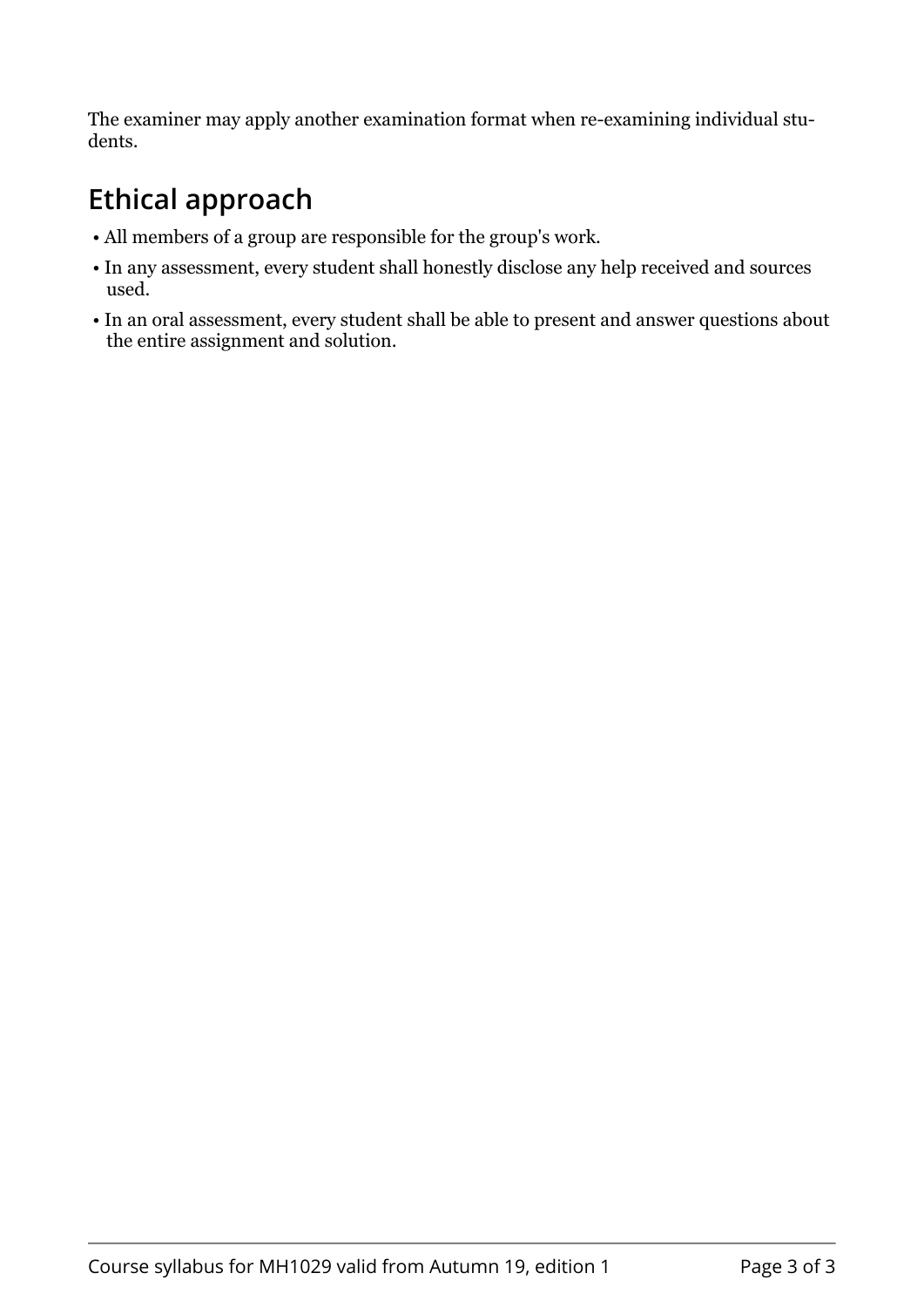The examiner may apply another examination format when re-examining individual students.

## Ethical approach

- All members of a group are responsible for the group's work.
- In any assessment, every student shall honestly disclose any help received and sources used.
- In an oral assessment, every student shall be able to present and answer questions about the entire assignment and solution.